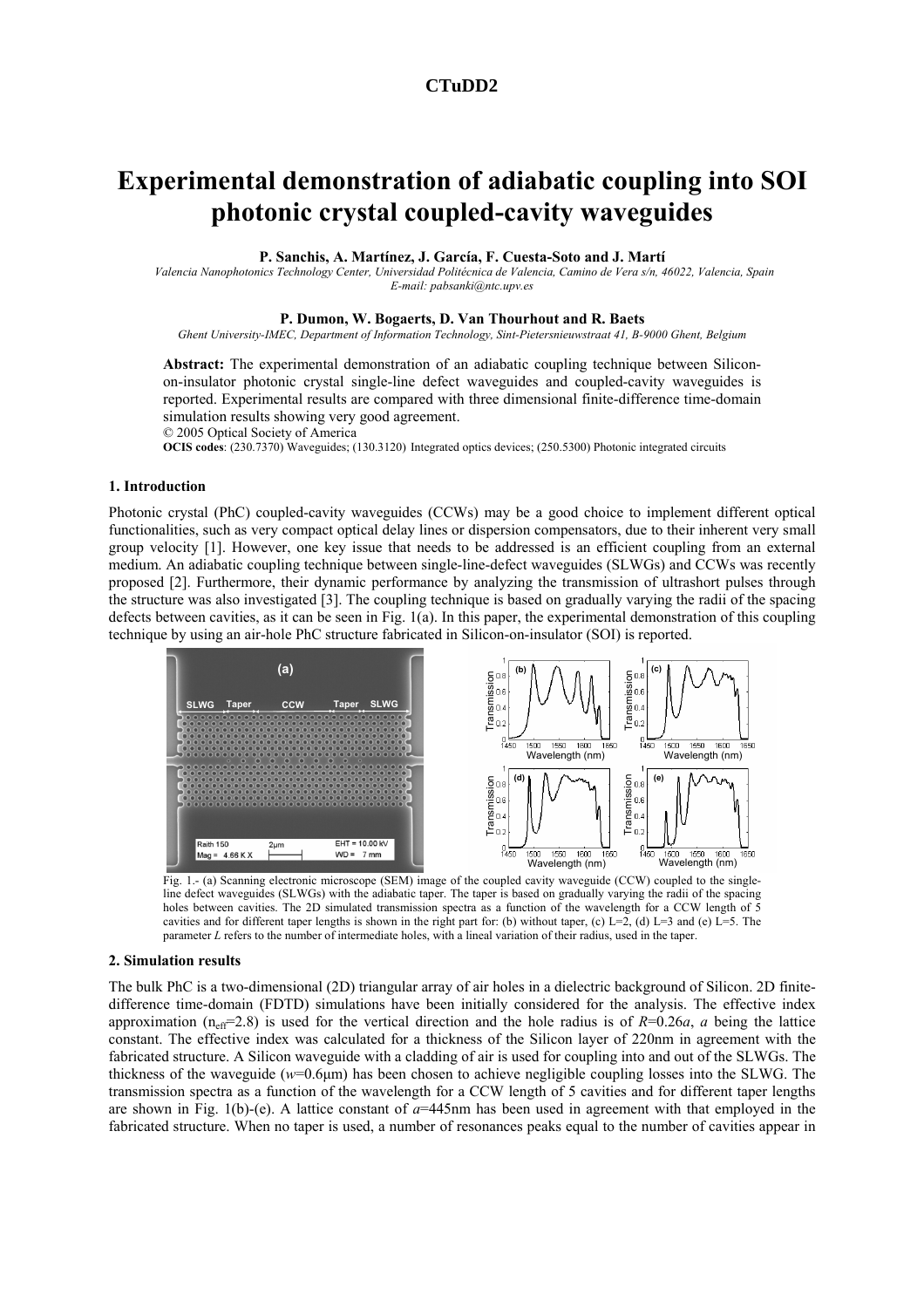# Experimental demonstration of adiabatic coupling into SOI photonic crystal coupled-cavity waveguides

**P. Sanchis, A. Martínez, J. García, F. Cuesta-Soto and J. Martí**

*Valencia Nanophotonics Technology Center, Universidad Politécnica de Valencia, Camino de Vera s/n, 46022, Valencia, Spain*
*E-mail: pabsanki@ntc.upv.es*

**P. Dumon, W. Bogaerts, D. Van Thourhout and R. Baets**

*Ghent University-IMEC, Department of Information Technology, Sint-Pietersnieuwstraat 41, B-9000 Ghent, Belgium*

**Abstract:** The experimental demonstration of an adiabatic coupling technique between Silicon-on-insulator photonic crystal single-line defect waveguides and coupled-cavity waveguides is reported. Experimental results are compared with three dimensional finite-difference time-domain simulation results showing very good agreement.

© 2005 Optical Society of America

**OCIS codes**: (230.7370) Waveguides; (130.3120) Integrated optics devices; (250.5300) Photonic integrated circuits

## 1. Introduction

Photonic crystal (PhC) coupled-cavity waveguides (CCWs) may be a good choice to implement different optical functionalities, such as very compact optical delay lines or dispersion compensators, due to their inherent very small group velocity [1]. However, one key issue that needs to be addressed is an efficient coupling from an external medium. An adiabatic coupling technique between single-line-defect waveguides (SLWGs) and CCWs was recently proposed [2]. Furthermore, their dynamic performance by analyzing the transmission of ultrashort pulses through the structure was also investigated [3]. The coupling technique is based on gradually varying the radii of the spacing defects between cavities, as it can be seen in Fig. 1(a). In this paper, the experimental demonstration of this coupling technique by using an air-hole PhC structure fabricated in Silicon-on-insulator (SOI) is reported.

Fig. 1.- (a) Scanning electronic microscope (SEM) image of the coupled cavity waveguide (CCW) coupled to the single-line defect waveguides (SLWGs) with the adiabatic taper. The taper is based on gradually varying the radii of the spacing holes between cavities. The 2D simulated transmission spectra as a function of the wavelength for a CCW length of 5 cavities and for different taper lengths is shown in the right part for: (b) without taper, (c) L=2, (d) L=3 and (e) L=5. The parameter *L* refers to the number of intermediate holes, with a lineal variation of their radius, used in the taper.

## 2. Simulation results

The bulk PhC is a two-dimensional (2D) triangular array of air holes in a dielectric background of Silicon. 2D finite-difference time-domain (FDTD) simulations have been initially considered for the analysis. The effective index approximation ($n_{eff}$=2.8) is used for the vertical direction and the hole radius is of $R$=0.26$a$, $a$ being the lattice constant. The effective index was calculated for a thickness of the Silicon layer of 220nm in agreement with the fabricated structure. A Silicon waveguide with a cladding of air is used for coupling into and out of the SLWGs. The thickness of the waveguide ($w$=0.6μm) has been chosen to achieve negligible coupling losses into the SLWG. The transmission spectra as a function of the wavelength for a CCW length of 5 cavities and for different taper lengths are shown in Fig. 1(b)-(e). A lattice constant of $a$=445nm has been used in agreement with that employed in the fabricated structure. When no taper is used, a number of resonances peaks equal to the number of cavities appear in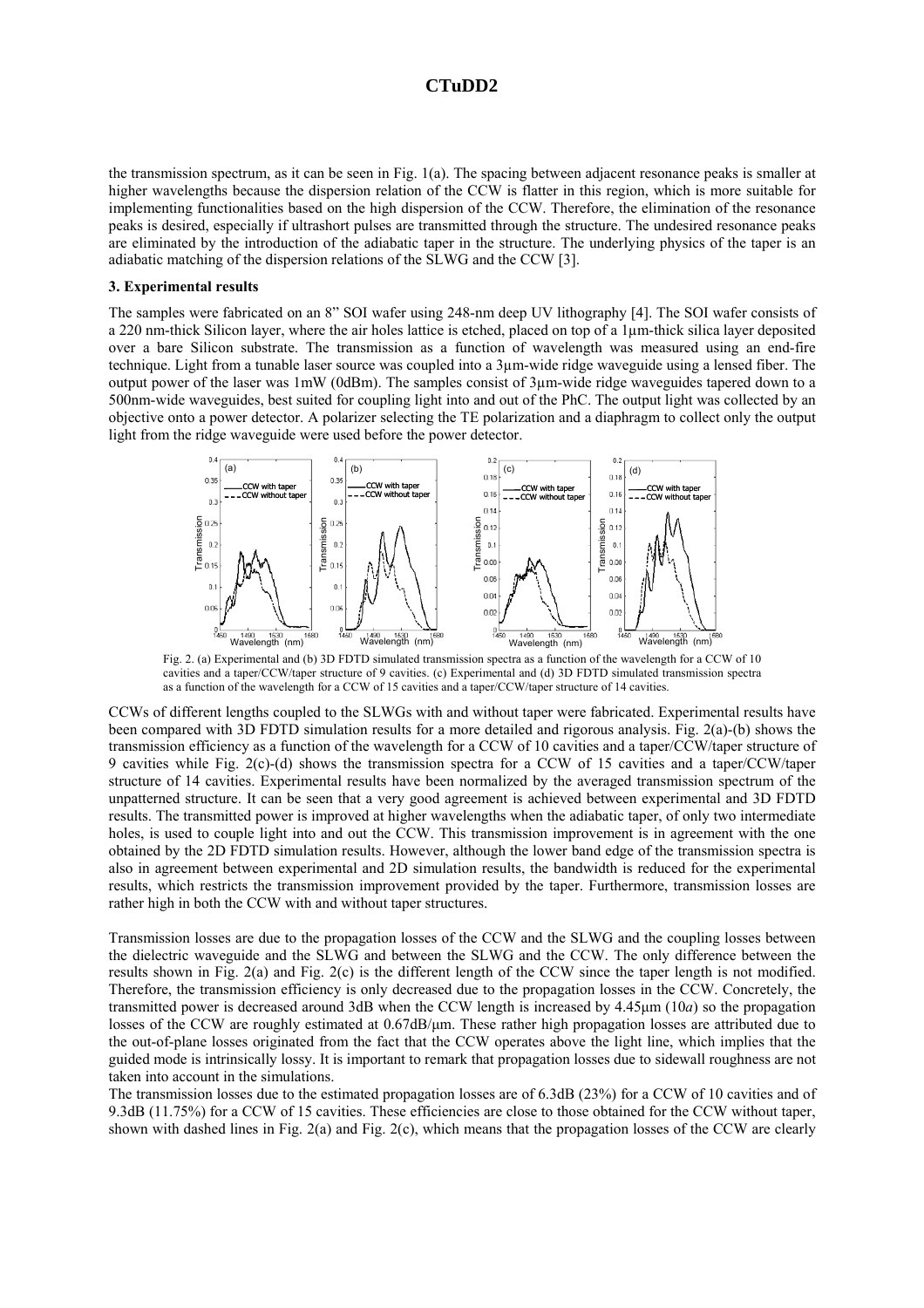the transmission spectrum, as it can be seen in Fig. 1(a). The spacing between adjacent resonance peaks is smaller at higher wavelengths because the dispersion relation of the CCW is flatter in this region, which is more suitable for implementing functionalities based on the high dispersion of the CCW. Therefore, the elimination of the resonance peaks is desired, especially if ultrashort pulses are transmitted through the structure. The undesired resonance peaks are eliminated by the introduction of the adiabatic taper in the structure. The underlying physics of the taper is an adiabatic matching of the dispersion relations of the SLWG and the CCW [3].

### 3. Experimental results

The samples were fabricated on an 8" SOI wafer using 248-nm deep UV lithography [4]. The SOI wafer consists of a 220 nm-thick Silicon layer, where the air holes lattice is etched, placed on top of a 1μm-thick silica layer deposited over a bare Silicon substrate. The transmission as a function of wavelength was measured using an end-fire technique. Light from a tunable laser source was coupled into a 3μm-wide ridge waveguide using a lensed fiber. The output power of the laser was 1mW (0dBm). The samples consist of 3μm-wide ridge waveguides tapered down to a 500nm-wide waveguides, best suited for coupling light into and out of the PhC. The output light was collected by an objective onto a power detector. A polarizer selecting the TE polarization and a diaphragm to collect only the output light from the ridge waveguide were used before the power detector.

Fig. 2. (a) Experimental and (b) 3D FDTD simulated transmission spectra as a function of the wavelength for a CCW of 10 cavities and a taper/CCW/taper structure of 9 cavities. (c) Experimental and (d) 3D FDTD simulated transmission spectra as a function of the wavelength for a CCW of 15 cavities and a taper/CCW/taper structure of 14 cavities.

CCWs of different lengths coupled to the SLWGs with and without taper were fabricated. Experimental results have been compared with 3D FDTD simulation results for a more detailed and rigorous analysis. Fig. 2(a)-(b) shows the transmission efficiency as a function of the wavelength for a CCW of 10 cavities and a taper/CCW/taper structure of 9 cavities while Fig. 2(c)-(d) shows the transmission spectra for a CCW of 15 cavities and a taper/CCW/taper structure of 14 cavities. Experimental results have been normalized by the averaged transmission spectrum of the unpatterned structure. It can be seen that a very good agreement is achieved between experimental and 3D FDTD results. The transmitted power is improved at higher wavelengths when the adiabatic taper, of only two intermediate holes, is used to couple light into and out the CCW. This transmission improvement is in agreement with the one obtained by the 2D FDTD simulation results. However, although the lower band edge of the transmission spectra is also in agreement between experimental and 2D simulation results, the bandwidth is reduced for the experimental results, which restricts the transmission improvement provided by the taper. Furthermore, transmission losses are rather high in both the CCW with and without taper structures.

Transmission losses are due to the propagation losses of the CCW and the SLWG and the coupling losses between the dielectric waveguide and the SLWG and between the SLWG and the CCW. The only difference between the results shown in Fig. 2(a) and Fig. 2(c) is the different length of the CCW since the taper length is not modified. Therefore, the transmission efficiency is only decreased due to the propagation losses in the CCW. Concretely, the transmitted power is decreased around 3dB when the CCW length is increased by 4.45μm (10*a*) so the propagation losses of the CCW are roughly estimated at 0.67dB/μm. These rather high propagation losses are attributed due to the out-of-plane losses originated from the fact that the CCW operates above the light line, which implies that the guided mode is intrinsically lossy. It is important to remark that propagation losses due to sidewall roughness are not taken into account in the simulations.

The transmission losses due to the estimated propagation losses are of 6.3dB (23%) for a CCW of 10 cavities and of 9.3dB (11.75%) for a CCW of 15 cavities. These efficiencies are close to those obtained for the CCW without taper, shown with dashed lines in Fig. 2(a) and Fig. 2(c), which means that the propagation losses of the CCW are clearly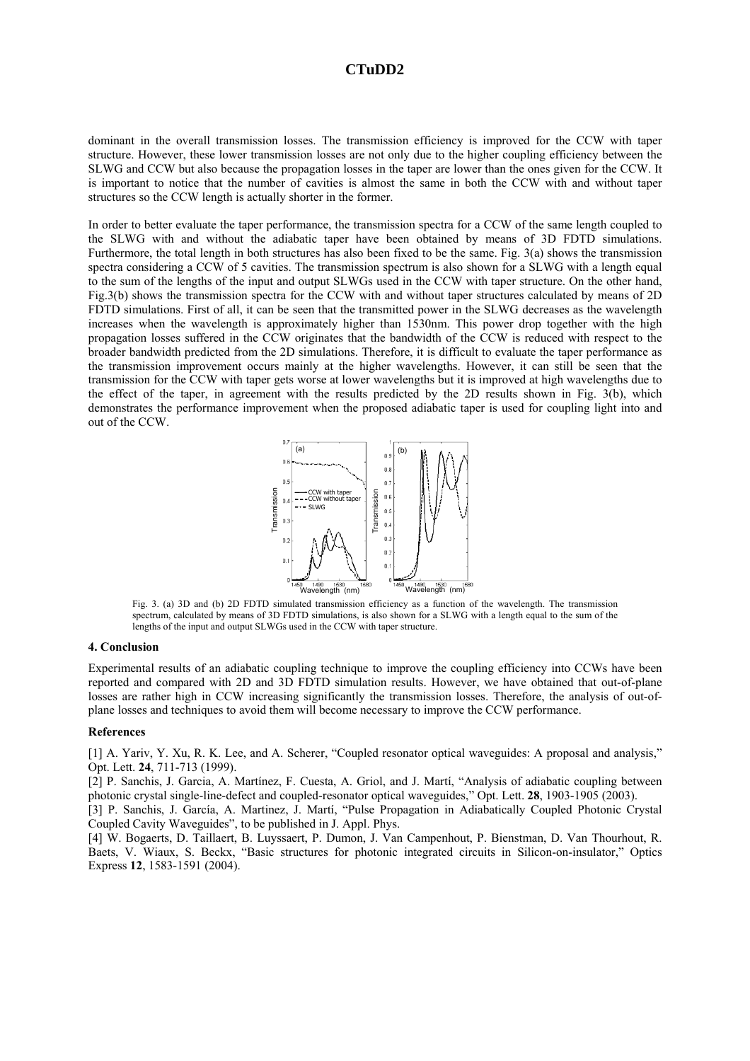dominant in the overall transmission losses. The transmission efficiency is improved for the CCW with taper structure. However, these lower transmission losses are not only due to the higher coupling efficiency between the SLWG and CCW but also because the propagation losses in the taper are lower than the ones given for the CCW. It is important to notice that the number of cavities is almost the same in both the CCW with and without taper structures so the CCW length is actually shorter in the former.

In order to better evaluate the taper performance, the transmission spectra for a CCW of the same length coupled to the SLWG with and without the adiabatic taper have been obtained by means of 3D FDTD simulations. Furthermore, the total length in both structures has also been fixed to be the same. Fig. 3(a) shows the transmission spectra considering a CCW of 5 cavities. The transmission spectrum is also shown for a SLWG with a length equal to the sum of the lengths of the input and output SLWGs used in the CCW with taper structure. On the other hand, Fig.3(b) shows the transmission spectra for the CCW with and without taper structures calculated by means of 2D FDTD simulations. First of all, it can be seen that the transmitted power in the SLWG decreases as the wavelength increases when the wavelength is approximately higher than 1530nm. This power drop together with the high propagation losses suffered in the CCW originates that the bandwidth of the CCW is reduced with respect to the broader bandwidth predicted from the 2D simulations. Therefore, it is difficult to evaluate the taper performance as the transmission improvement occurs mainly at the higher wavelengths. However, it can still be seen that the transmission for the CCW with taper gets worse at lower wavelengths but it is improved at high wavelengths due to the effect of the taper, in agreement with the results predicted by the 2D results shown in Fig. 3(b), which demonstrates the performance improvement when the proposed adiabatic taper is used for coupling light into and out of the CCW.

(a)
Transmission
CCW with taper
CCW without taper
SLWG
Wavelength (nm)
1450 1490 1530 1680

(b)
Transmission
Wavelength (nm)
1450 1490 1530 1680

Fig. 3. (a) 3D and (b) 2D FDTD simulated transmission efficiency as a function of the wavelength. The transmission spectrum, calculated by means of 3D FDTD simulations, is also shown for a SLWG with a length equal to the sum of the lengths of the input and output SLWGs used in the CCW with taper structure.

### 4. Conclusion

Experimental results of an adiabatic coupling technique to improve the coupling efficiency into CCWs have been reported and compared with 2D and 3D FDTD simulation results. However, we have obtained that out-of-plane losses are rather high in CCW increasing significantly the transmission losses. Therefore, the analysis of out-of-plane losses and techniques to avoid them will become necessary to improve the CCW performance.

### References

[1] A. Yariv, Y. Xu, R. K. Lee, and A. Scherer, "Coupled resonator optical waveguides: A proposal and analysis," Opt. Lett. **24**, 711-713 (1999).

[2] P. Sanchis, J. Garcia, A. Martínez, F. Cuesta, A. Griol, and J. Martí, "Analysis of adiabatic coupling between photonic crystal single-line-defect and coupled-resonator optical waveguides," Opt. Lett. **28**, 1903-1905 (2003).

[3] P. Sanchis, J. García, A. Martinez, J. Martí, "Pulse Propagation in Adiabatically Coupled Photonic Crystal Coupled Cavity Waveguides", to be published in J. Appl. Phys.

[4] W. Bogaerts, D. Taillaert, B. Luyssaert, P. Dumon, J. Van Campenhout, P. Bienstman, D. Van Thourhout, R. Baets, V. Wiaux, S. Beckx, "Basic structures for photonic integrated circuits in Silicon-on-insulator," Optics Express **12**, 1583-1591 (2004).